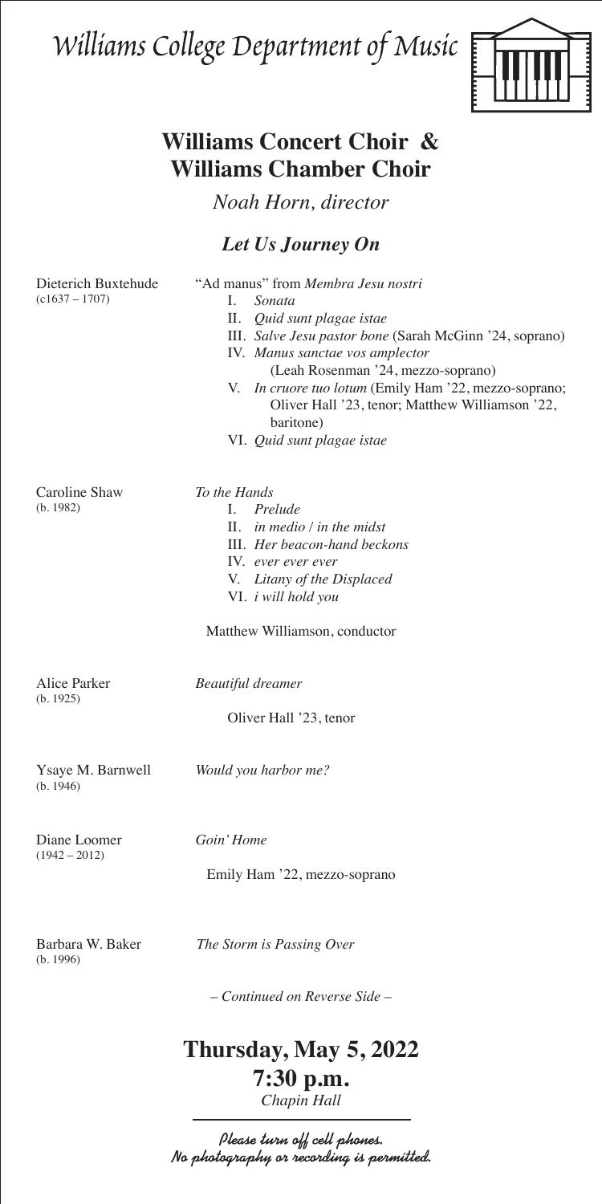# Williams College Department of Music

## Williams Concert Choir & Williams Chamber Choir

*Noah Horn, director*

### *Let Us Journey On*

Dieterich Buxtehude (c1637 – 1707)

"Ad manus" from *Membra Jesu nostri*

- I. *Sonata*
- II. *Quid sunt plagae istae*
- III. *Salve Jesu pastor bone* (Sarah McGinn '24, soprano)
- IV. *Manus sanctae vos amplector* (Leah Rosenman '24, mezzo-soprano)
- V. *In cruore tuo lotum* (Emily Ham '22, mezzo-soprano; Oliver Hall '23, tenor; Matthew Williamson '22, baritone)
- VI. *Quid sunt plagae istae*

Caroline Shaw (b. 1982)

*To the Hands*

- I. *Prelude*
- II. *in medio / in the midst*
- III. *Her beacon-hand beckons*
- IV. *ever ever ever*
- V. *Litany of the Displaced*
- VI. *i will hold you*

Matthew Williamson, conductor

Alice Parker (b. 1925) — *Beautiful dreamer*

Oliver Hall '23, tenor

Ysaye M. Barnwell (b. 1946) — *Would you harbor me?*

Diane Loomer (1942 – 2012) — *Goin' Home*

Emily Ham '22, mezzo-soprano

Barbara W. Baker (b. 1996) — *The Storm is Passing Over*

*– Continued on Reverse Side –*

## Thursday, May 5, 2022
## 7:30 p.m.
*Chapin Hall*

*Please turn off cell phones.*
*No photography or recording is permitted.*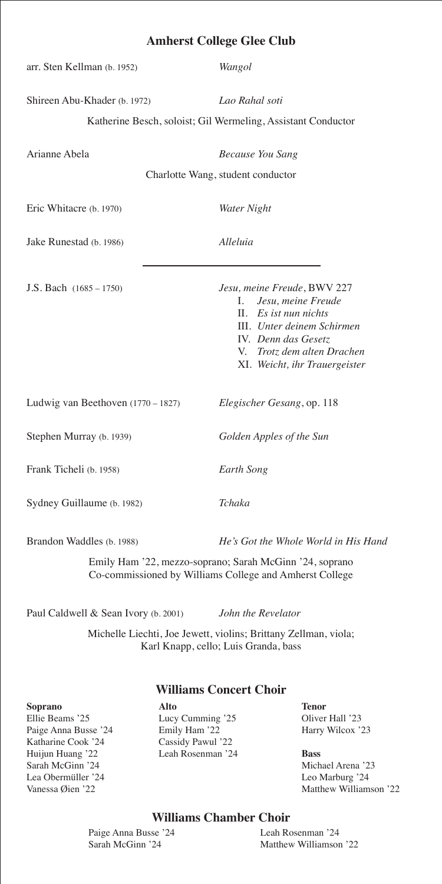## Amherst College Glee Club

| | |
|---|---|
| arr. Sten Kellman (b. 1952) | *Wangol* |
| Shireen Abu-Khader (b. 1972) | *Lao Rahal soti* |

Katherine Besch, soloist; Gil Wermeling, Assistant Conductor

| | |
|---|---|
| Arianne Abela | *Because You Sang* |

Charlotte Wang, student conductor

| | |
|---|---|
| Eric Whitacre (b. 1970) | *Water Night* |
| Jake Runestad (b. 1986) | *Alleluia* |

---

J.S. Bach (1685 – 1750) — *Jesu, meine Freude*, BWV 227

I. *Jesu, meine Freude*
II. *Es ist nun nichts*
III. *Unter deinem Schirmen*
IV. *Denn das Gesetz*
V. *Trotz dem alten Drachen*
XI. *Weicht, ihr Trauergeister*

| | |
|---|---|
| Ludwig van Beethoven (1770 – 1827) | *Elegischer Gesang*, op. 118 |
| Stephen Murray (b. 1939) | *Golden Apples of the Sun* |
| Frank Ticheli (b. 1958) | *Earth Song* |
| Sydney Guillaume (b. 1982) | *Tchaka* |
| Brandon Waddles (b. 1988) | *He's Got the Whole World in His Hand* |

Emily Ham '22, mezzo-soprano; Sarah McGinn '24, soprano
Co-commissioned by Williams College and Amherst College

| | |
|---|---|
| Paul Caldwell & Sean Ivory (b. 2001) | *John the Revelator* |

Michelle Liechti, Joe Jewett, violins; Brittany Zellman, viola;
Karl Knapp, cello; Luis Granda, bass

## Williams Concert Choir

**Soprano**
Ellie Beams '25
Paige Anna Busse '24
Katharine Cook '24
Huijun Huang '22
Sarah McGinn '24
Lea Obermüller '24
Vanessa Øien '22

**Alto**
Lucy Cumming '25
Emily Ham '22
Cassidy Pawul '22
Leah Rosenman '24

**Tenor**
Oliver Hall '23
Harry Wilcox '23

**Bass**
Michael Arena '23
Leo Marburg '24
Matthew Williamson '22

## Williams Chamber Choir

Paige Anna Busse '24
Sarah McGinn '24
Leah Rosenman '24
Matthew Williamson '22